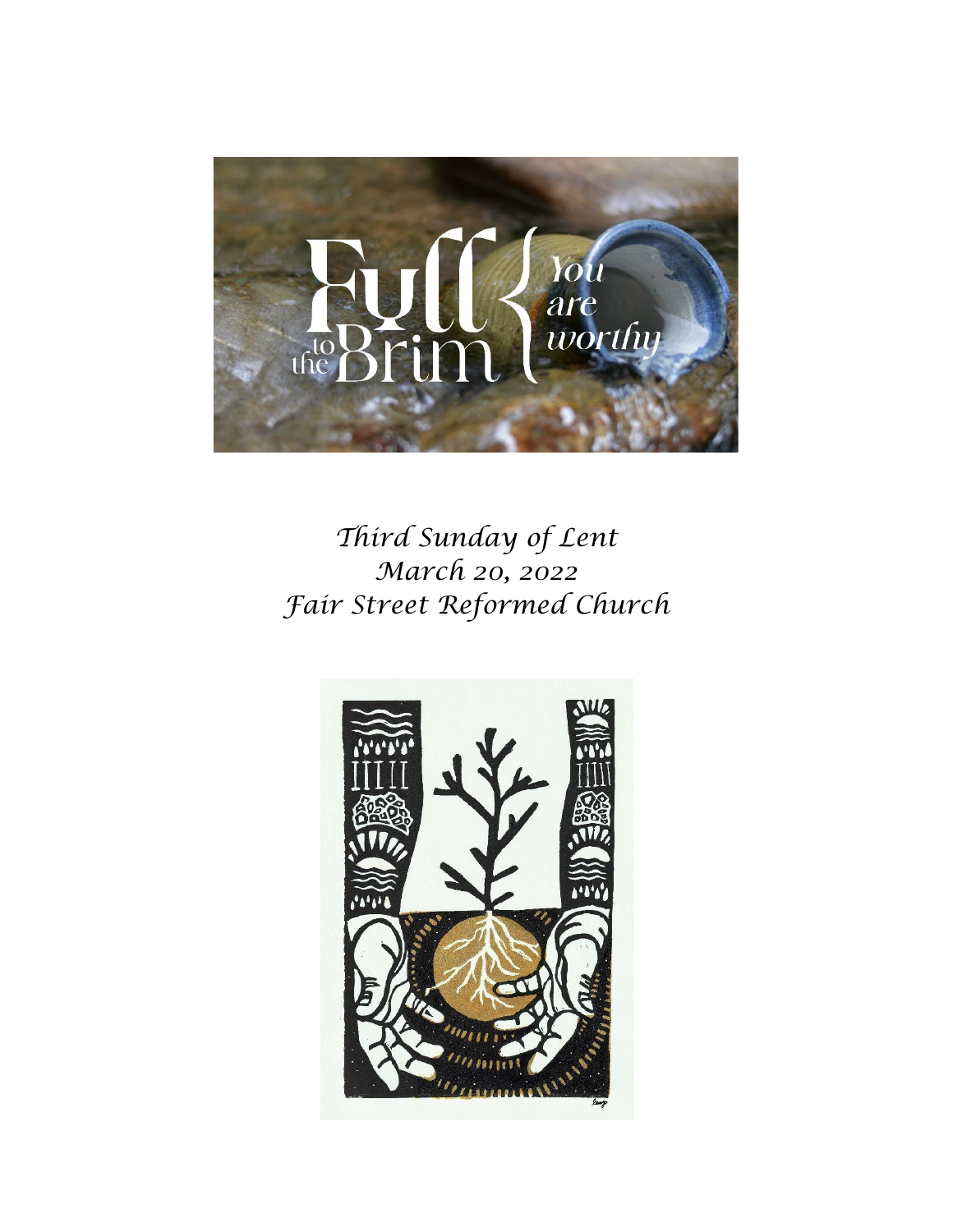*Third Sunday of Lent*
*March 20, 2022*
*Fair Street Reformed Church*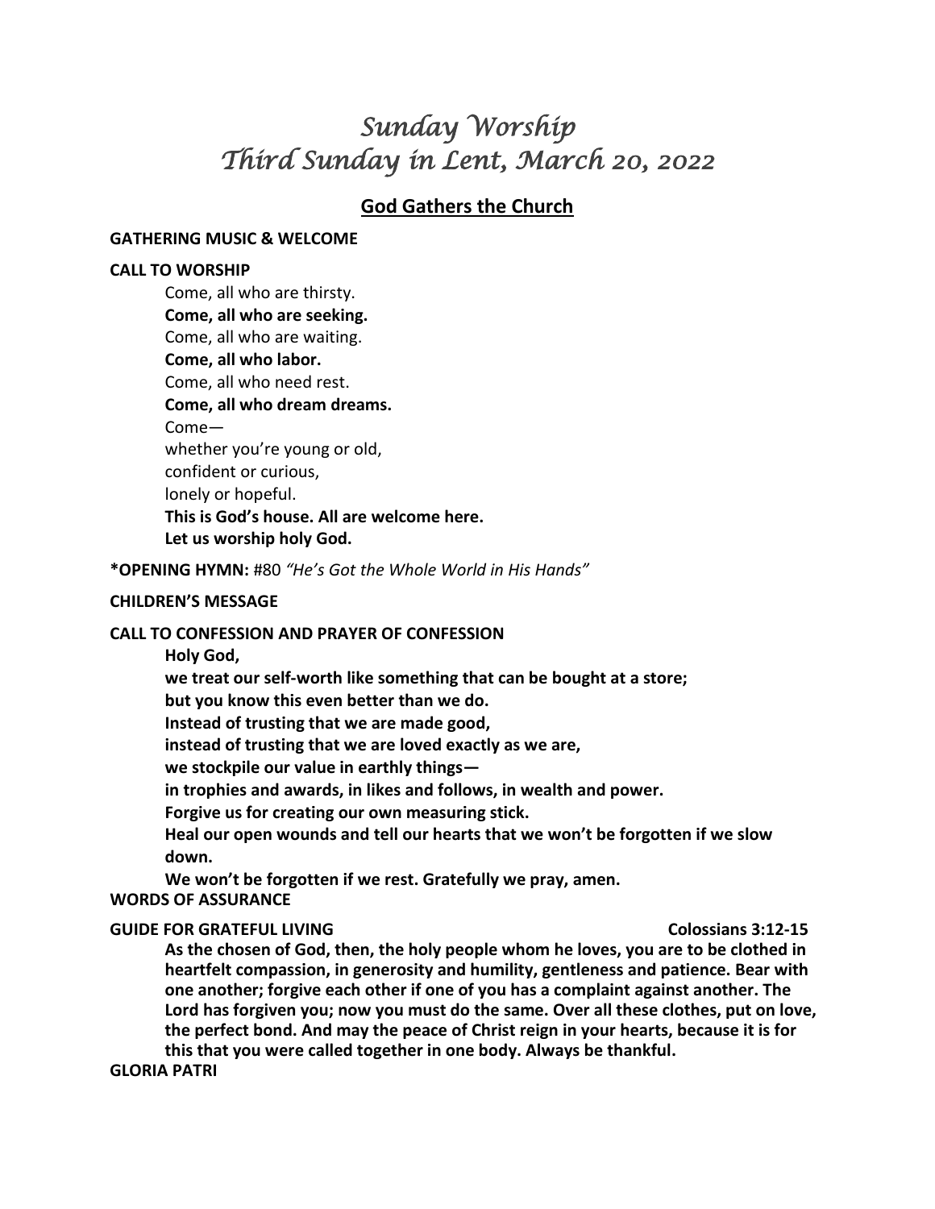# *Sunday Worship*
# *Third Sunday in Lent, March 20, 2022*

## God Gathers the Church

**GATHERING MUSIC & WELCOME**

**CALL TO WORSHIP**

Come, all who are thirsty.
**Come, all who are seeking.**
Come, all who are waiting.
**Come, all who labor.**
Come, all who need rest.
**Come, all who dream dreams.**
Come—
whether you're young or old,
confident or curious,
lonely or hopeful.
**This is God's house. All are welcome here.**
**Let us worship holy God.**

**\*OPENING HYMN:** #80 *"He's Got the Whole World in His Hands"*

**CHILDREN'S MESSAGE**

**CALL TO CONFESSION AND PRAYER OF CONFESSION**

**Holy God,**
**we treat our self-worth like something that can be bought at a store;**
**but you know this even better than we do.**
**Instead of trusting that we are made good,**
**instead of trusting that we are loved exactly as we are,**
**we stockpile our value in earthly things—**
**in trophies and awards, in likes and follows, in wealth and power.**
**Forgive us for creating our own measuring stick.**
**Heal our open wounds and tell our hearts that we won't be forgotten if we slow down.**
**We won't be forgotten if we rest. Gratefully we pray, amen.**

**WORDS OF ASSURANCE**

**GUIDE FOR GRATEFUL LIVING** **Colossians 3:12-15**

**As the chosen of God, then, the holy people whom he loves, you are to be clothed in heartfelt compassion, in generosity and humility, gentleness and patience. Bear with one another; forgive each other if one of you has a complaint against another. The Lord has forgiven you; now you must do the same. Over all these clothes, put on love, the perfect bond. And may the peace of Christ reign in your hearts, because it is for this that you were called together in one body. Always be thankful.**

**GLORIA PATRI**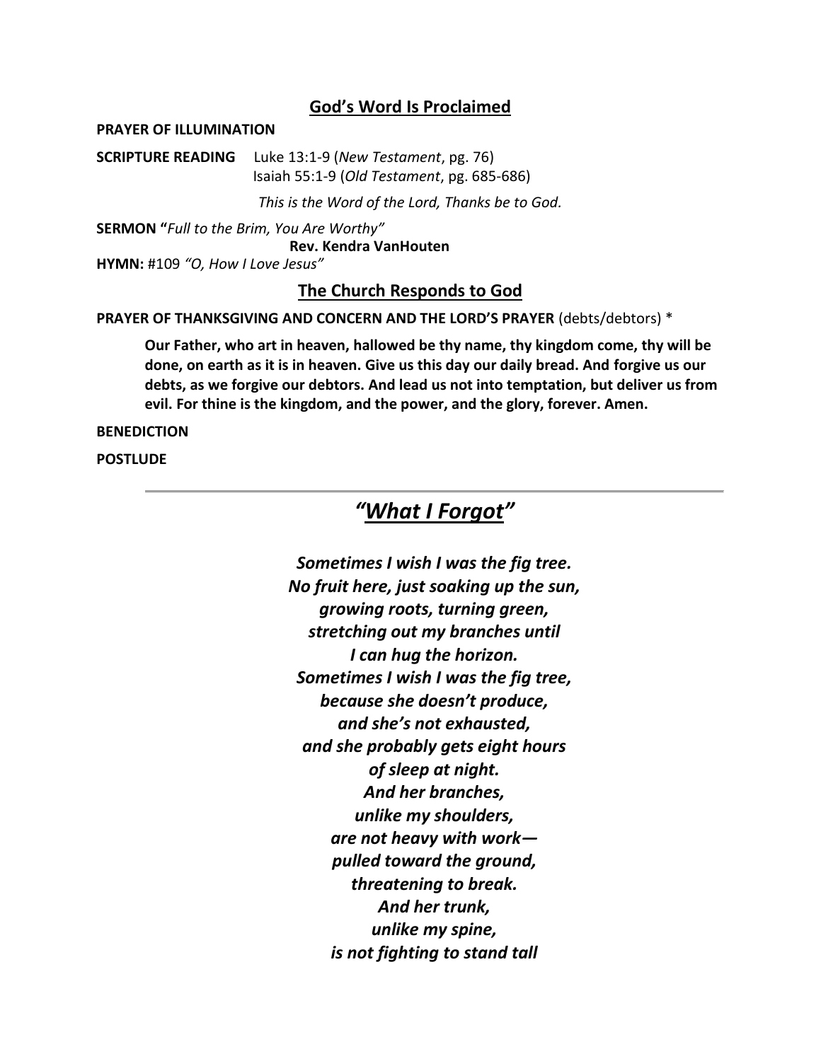## God's Word Is Proclaimed

**PRAYER OF ILLUMINATION**

**SCRIPTURE READING** Luke 13:1-9 (*New Testament*, pg. 76)
Isaiah 55:1-9 (*Old Testament*, pg. 685-686)

*This is the Word of the Lord, Thanks be to God.*

**SERMON "***Full to the Brim, You Are Worthy"*
**Rev. Kendra VanHouten**

**HYMN:** #109 *"O, How I Love Jesus"*

## The Church Responds to God

**PRAYER OF THANKSGIVING AND CONCERN AND THE LORD'S PRAYER** (debts/debtors) *

**Our Father, who art in heaven, hallowed be thy name, thy kingdom come, thy will be done, on earth as it is in heaven. Give us this day our daily bread. And forgive us our debts, as we forgive our debtors. And lead us not into temptation, but deliver us from evil. For thine is the kingdom, and the power, and the glory, forever. Amen.**

**BENEDICTION**

**POSTLUDE**

---

## *"What I Forgot"*

***Sometimes I wish I was the fig tree.***
***No fruit here, just soaking up the sun,***
***growing roots, turning green,***
***stretching out my branches until***
***I can hug the horizon.***
***Sometimes I wish I was the fig tree,***
***because she doesn't produce,***
***and she's not exhausted,***
***and she probably gets eight hours***
***of sleep at night.***
***And her branches,***
***unlike my shoulders,***
***are not heavy with work—***
***pulled toward the ground,***
***threatening to break.***
***And her trunk,***
***unlike my spine,***
***is not fighting to stand tall***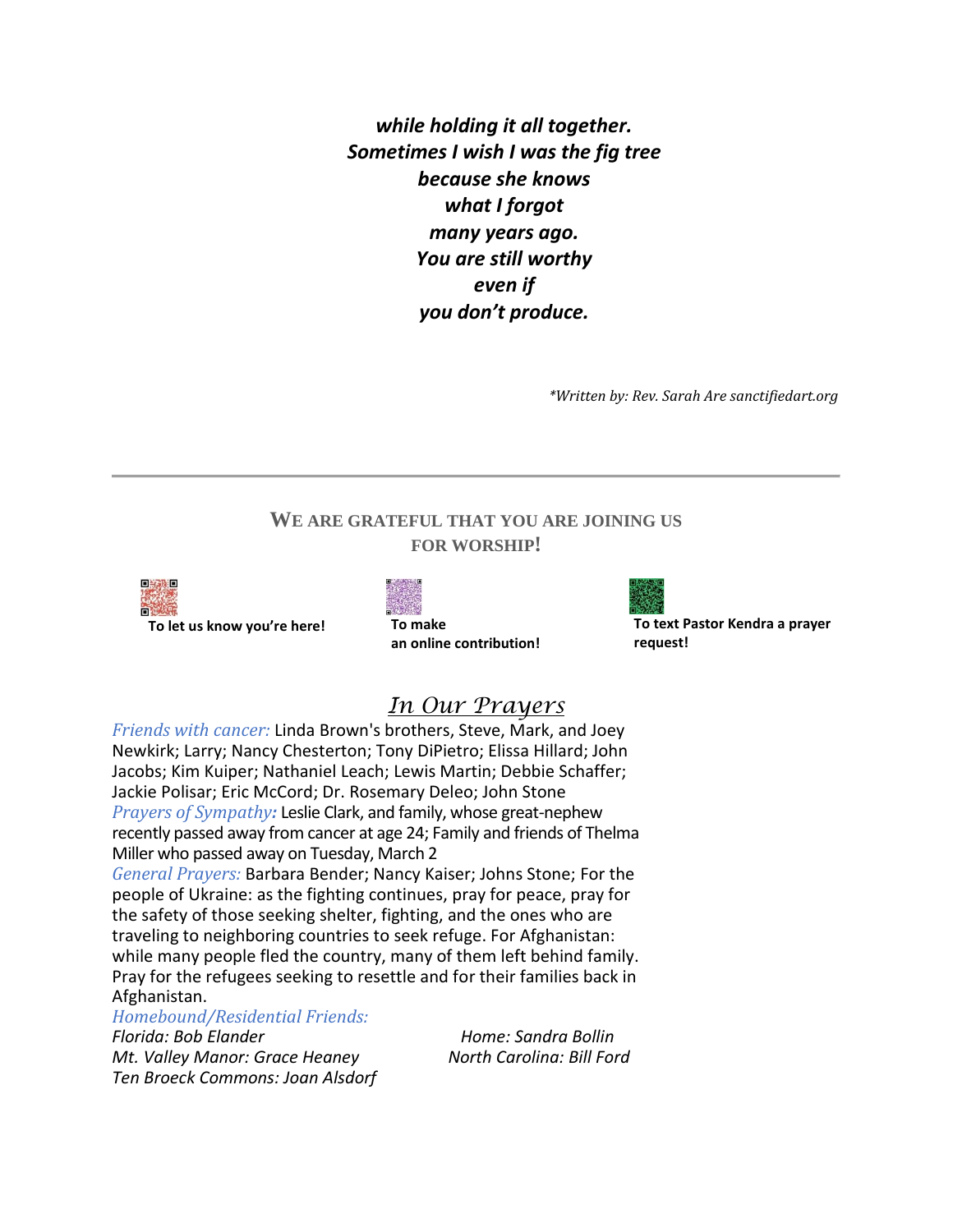***while holding it all together.***
***Sometimes I wish I was the fig tree***
***because she knows***
***what I forgot***
***many years ago.***
***You are still worthy***
***even if***
***you don't produce.***

*\*Written by: Rev. Sarah Are sanctifiedart.org*

---

## WE ARE GRATEFUL THAT YOU ARE JOINING US FOR WORSHIP!

**To let us know you're here!**

**To make an online contribution!**

**To text Pastor Kendra a prayer request!**

## *In Our Prayers*

*Friends with cancer:* Linda Brown's brothers, Steve, Mark, and Joey Newkirk; Larry; Nancy Chesterton; Tony DiPietro; Elissa Hillard; John Jacobs; Kim Kuiper; Nathaniel Leach; Lewis Martin; Debbie Schaffer; Jackie Polisar; Eric McCord; Dr. Rosemary Deleo; John Stone

*Prayers of Sympathy:* Leslie Clark, and family, whose great-nephew recently passed away from cancer at age 24; Family and friends of Thelma Miller who passed away on Tuesday, March 2

*General Prayers:* Barbara Bender; Nancy Kaiser; Johns Stone; For the people of Ukraine: as the fighting continues, pray for peace, pray for the safety of those seeking shelter, fighting, and the ones who are traveling to neighboring countries to seek refuge. For Afghanistan: while many people fled the country, many of them left behind family. Pray for the refugees seeking to resettle and for their families back in Afghanistan.

*Homebound/Residential Friends:*

*Florida: Bob Elander*
*Mt. Valley Manor: Grace Heaney*
*Ten Broeck Commons: Joan Alsdorf*
*Home: Sandra Bollin*
*North Carolina: Bill Ford*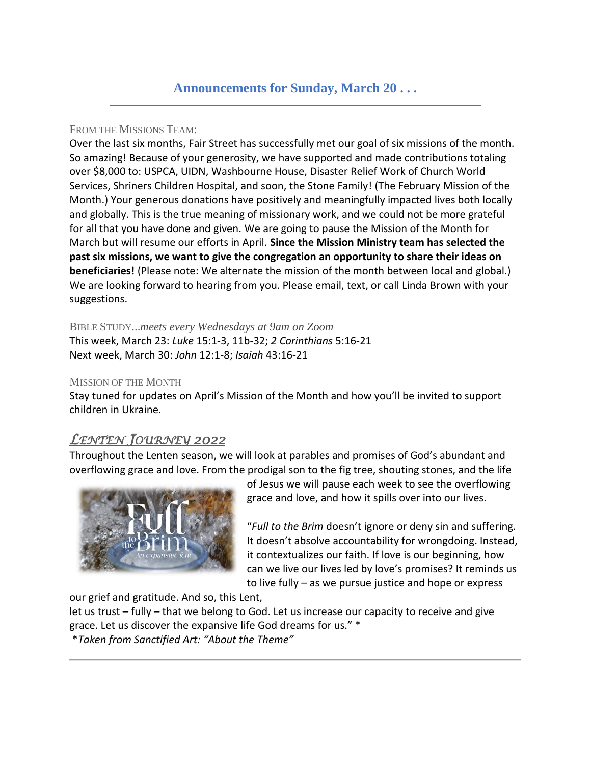## Announcements for Sunday, March 20 . . .

FROM THE MISSIONS TEAM:

Over the last six months, Fair Street has successfully met our goal of six missions of the month. So amazing! Because of your generosity, we have supported and made contributions totaling over $8,000 to: USPCA, UIDN, Washbourne House, Disaster Relief Work of Church World Services, Shriners Children Hospital, and soon, the Stone Family! (The February Mission of the Month.) Your generous donations have positively and meaningfully impacted lives both locally and globally. This is the true meaning of missionary work, and we could not be more grateful for all that you have done and given. We are going to pause the Mission of the Month for March but will resume our efforts in April. **Since the Mission Ministry team has selected the past six missions, we want to give the congregation an opportunity to share their ideas on beneficiaries!** (Please note: We alternate the mission of the month between local and global.) We are looking forward to hearing from you. Please email, text, or call Linda Brown with your suggestions.

BIBLE STUDY...*meets every Wednesdays at 9am on Zoom*

This week, March 23: *Luke* 15:1-3, 11b-32; *2 Corinthians* 5:16-21
Next week, March 30: *John* 12:1-8; *Isaiah* 43:16-21

MISSION OF THE MONTH

Stay tuned for updates on April's Mission of the Month and how you'll be invited to support children in Ukraine.

## *LENTEN JOURNEY 2022*

Throughout the Lenten season, we will look at parables and promises of God's abundant and overflowing grace and love. From the prodigal son to the fig tree, shouting stones, and the life of Jesus we will pause each week to see the overflowing grace and love, and how it spills over into our lives.

"*Full to the Brim* doesn't ignore or deny sin and suffering. It doesn't absolve accountability for wrongdoing. Instead, it contextualizes our faith. If love is our beginning, how can we live our lives led by love's promises? It reminds us to live fully – as we pursue justice and hope or express our grief and gratitude. And so, this Lent, let us trust – fully – that we belong to God. Let us increase our capacity to receive and give grace. Let us discover the expansive life God dreams for us." *

**Taken from Sanctified Art: "About the Theme"*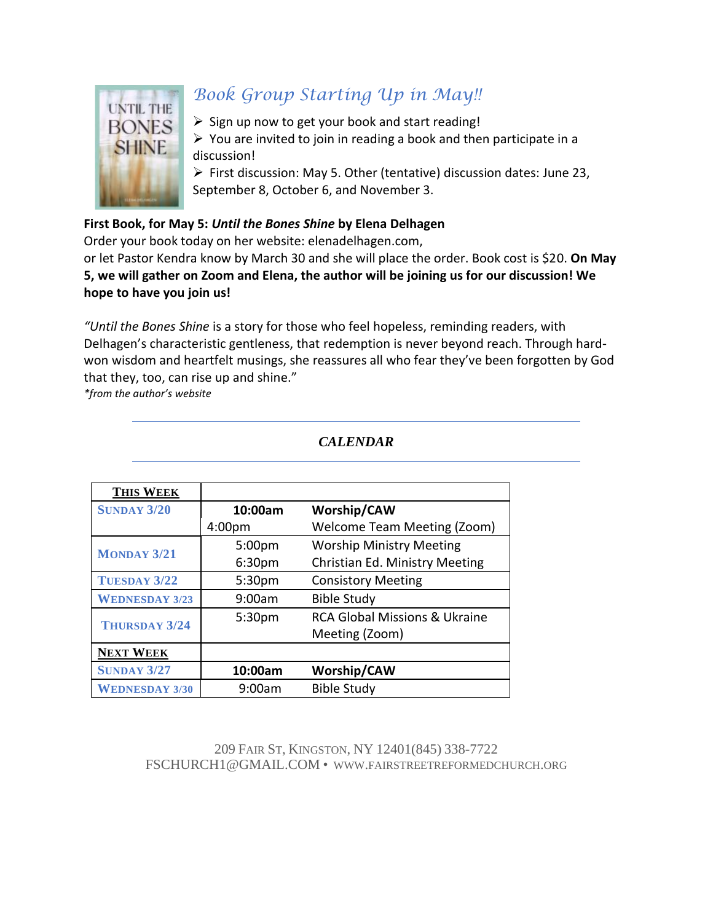## *Book Group Starting Up in May!!*

- Sign up now to get your book and start reading!
- You are invited to join in reading a book and then participate in a discussion!
- First discussion: May 5. Other (tentative) discussion dates: June 23, September 8, October 6, and November 3.

**First Book, for May 5: *Until the Bones Shine* by Elena Delhagen**
Order your book today on her website: elenadelhagen.com,
or let Pastor Kendra know by March 30 and she will place the order. Book cost is $20. **On May 5, we will gather on Zoom and Elena, the author will be joining us for our discussion! We hope to have you join us!**

*"Until the Bones Shine* is a story for those who feel hopeless, reminding readers, with Delhagen's characteristic gentleness, that redemption is never beyond reach. Through hard-won wisdom and heartfelt musings, she reassures all who fear they've been forgotten by God that they, too, can rise up and shine."
*\*from the author's website*

---

### *CALENDAR*

---

| THIS WEEK | | |
|---|---|---|
| SUNDAY 3/20 | **10:00am** | **Worship/CAW** |
| | 4:00pm | Welcome Team Meeting (Zoom) |
| MONDAY 3/21 | 5:00pm | Worship Ministry Meeting |
| | 6:30pm | Christian Ed. Ministry Meeting |
| TUESDAY 3/22 | 5:30pm | Consistory Meeting |
| WEDNESDAY 3/23 | 9:00am | Bible Study |
| THURSDAY 3/24 | 5:30pm | RCA Global Missions & Ukraine Meeting (Zoom) |
| **NEXT WEEK** | | |
| SUNDAY 3/27 | **10:00am** | **Worship/CAW** |
| WEDNESDAY 3/30 | 9:00am | Bible Study |

209 FAIR ST, KINGSTON, NY 12401(845) 338-7722
FSCHURCH1@GMAIL.COM • WWW.FAIRSTREETREFORMEDCHURCH.ORG